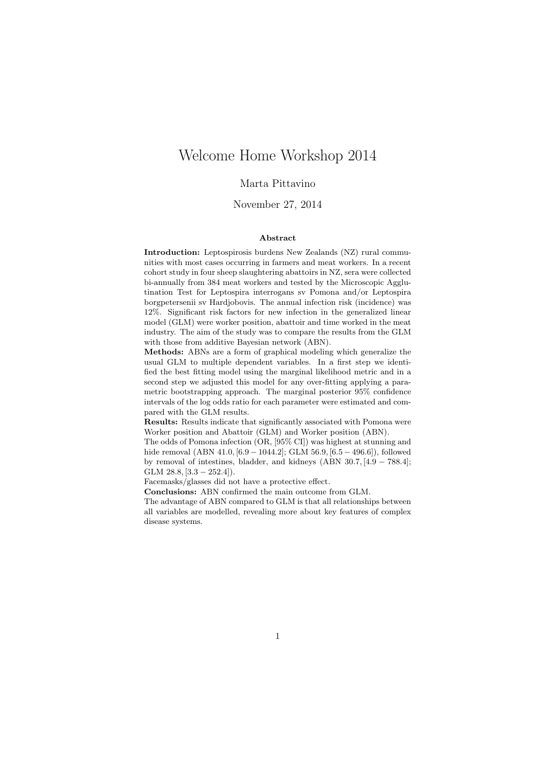# Welcome Home Workshop 2014

Marta Pittavino

November 27, 2014

### Abstract

**Introduction:** Leptospirosis burdens New Zealands (NZ) rural communities with most cases occurring in farmers and meat workers. In a recent cohort study in four sheep slaughtering abattoirs in NZ, sera were collected bi-annually from 384 meat workers and tested by the Microscopic Agglutination Test for Leptospira interrogans sv Pomona and/or Leptospira borgpetersenii sv Hardjobovis. The annual infection risk (incidence) was 12%. Significant risk factors for new infection in the generalized linear model (GLM) were worker position, abattoir and time worked in the meat industry. The aim of the study was to compare the results from the GLM with those from additive Bayesian network (ABN).

**Methods:** ABNs are a form of graphical modeling which generalize the usual GLM to multiple dependent variables. In a first step we identified the best fitting model using the marginal likelihood metric and in a second step we adjusted this model for any over-fitting applying a parametric bootstrapping approach. The marginal posterior 95% confidence intervals of the log odds ratio for each parameter were estimated and compared with the GLM results.

**Results:** Results indicate that significantly associated with Pomona were Worker position and Abattoir (GLM) and Worker position (ABN).

The odds of Pomona infection (OR, [95% CI]) was highest at stunning and hide removal (ABN $41.0, [6.9 - 1044.2]$; GLM $56.9, [6.5 - 496.6]$), followed by removal of intestines, bladder, and kidneys (ABN $30.7, [4.9 - 788.4]$; GLM $28.8, [3.3 - 252.4]$).

Facemasks/glasses did not have a protective effect.

**Conclusions:** ABN confirmed the main outcome from GLM.

The advantage of ABN compared to GLM is that all relationships between all variables are modelled, revealing more about key features of complex disease systems.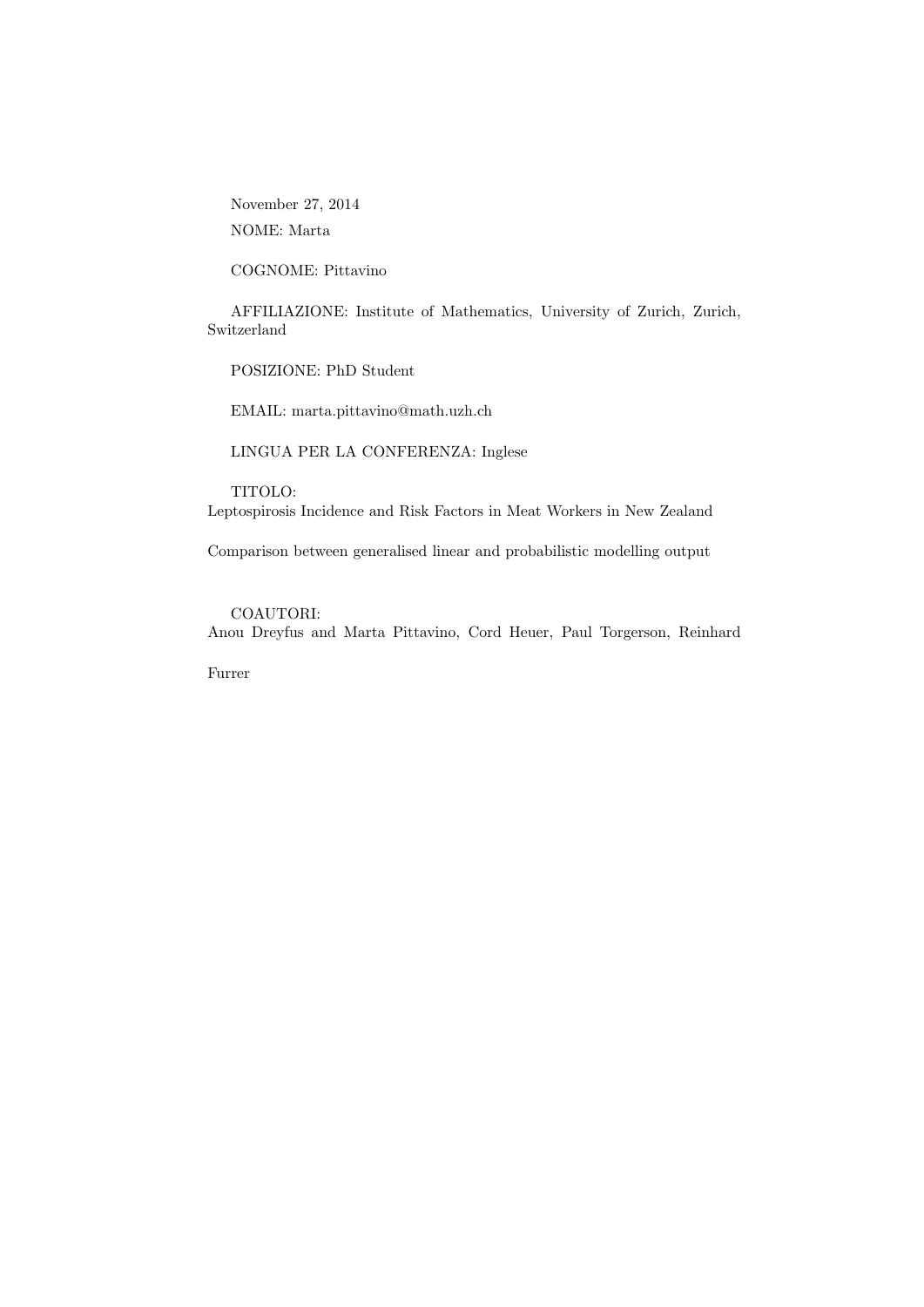November 27, 2014

NOME: Marta

COGNOME: Pittavino

AFFILIAZIONE: Institute of Mathematics, University of Zurich, Zurich, Switzerland

POSIZIONE: PhD Student

EMAIL: marta.pittavino@math.uzh.ch

LINGUA PER LA CONFERENZA: Inglese

TITOLO:
Leptospirosis Incidence and Risk Factors in Meat Workers in New Zealand

Comparison between generalised linear and probabilistic modelling output

COAUTORI:
Anou Dreyfus and Marta Pittavino, Cord Heuer, Paul Torgerson, Reinhard Furrer